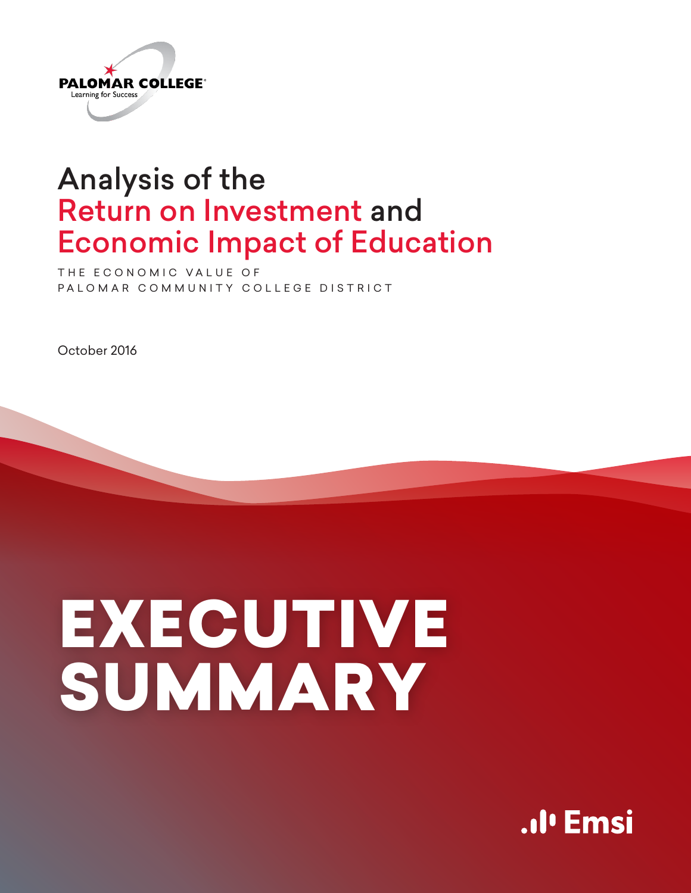PALOMAR COLLEGE

Learning for Success

# Analysis of the Return on Investment and Economic Impact of Education

THE ECONOMIC VALUE OF PALOMAR COMMUNITY COLLEGE DISTRICT

October 2016

# EXECUTIVE SUMMARY

Emsi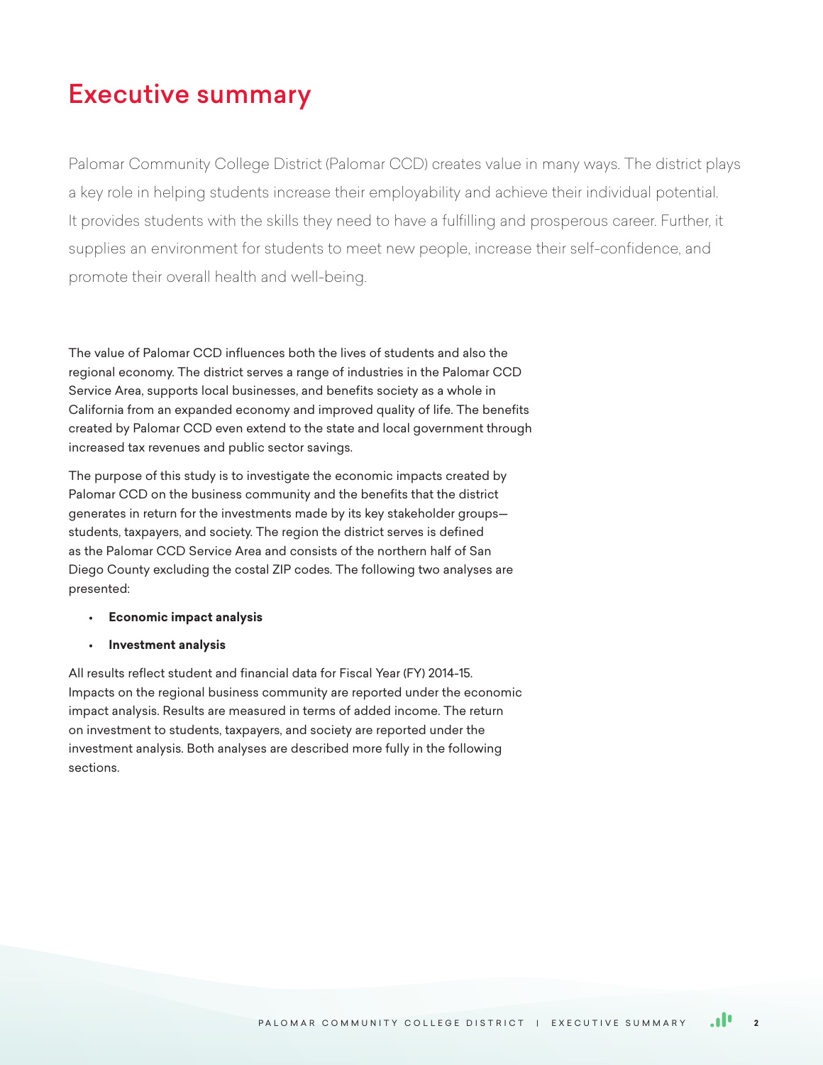# Executive summary

Palomar Community College District (Palomar CCD) creates value in many ways. The district plays a key role in helping students increase their employability and achieve their individual potential. It provides students with the skills they need to have a fulfilling and prosperous career. Further, it supplies an environment for students to meet new people, increase their self-confidence, and promote their overall health and well-being.

The value of Palomar CCD influences both the lives of students and also the regional economy. The district serves a range of industries in the Palomar CCD Service Area, supports local businesses, and benefits society as a whole in California from an expanded economy and improved quality of life. The benefits created by Palomar CCD even extend to the state and local government through increased tax revenues and public sector savings.

The purpose of this study is to investigate the economic impacts created by Palomar CCD on the business community and the benefits that the district generates in return for the investments made by its key stakeholder groups—students, taxpayers, and society. The region the district serves is defined as the Palomar CCD Service Area and consists of the northern half of San Diego County excluding the costal ZIP codes. The following two analyses are presented:

- **Economic impact analysis**
- **Investment analysis**

All results reflect student and financial data for Fiscal Year (FY) 2014-15. Impacts on the regional business community are reported under the economic impact analysis. Results are measured in terms of added income. The return on investment to students, taxpayers, and society are reported under the investment analysis. Both analyses are described more fully in the following sections.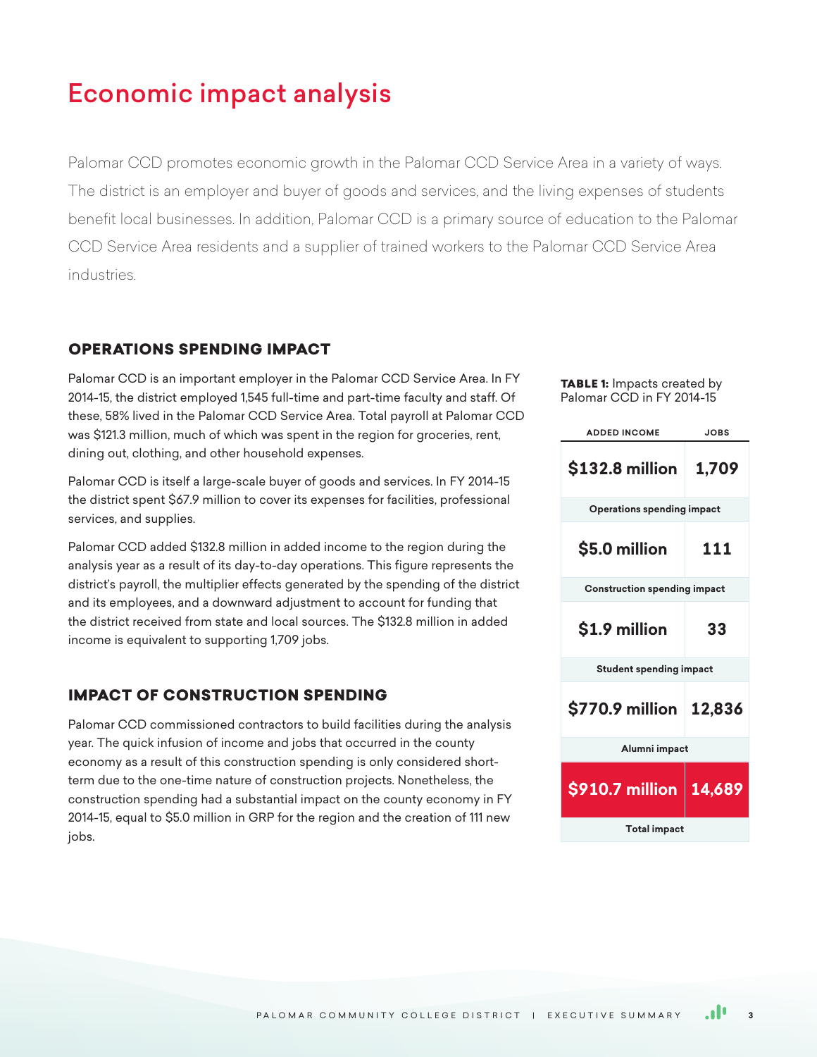# Economic impact analysis

Palomar CCD promotes economic growth in the Palomar CCD Service Area in a variety of ways. The district is an employer and buyer of goods and services, and the living expenses of students benefit local businesses. In addition, Palomar CCD is a primary source of education to the Palomar CCD Service Area residents and a supplier of trained workers to the Palomar CCD Service Area industries.

## OPERATIONS SPENDING IMPACT

Palomar CCD is an important employer in the Palomar CCD Service Area. In FY 2014-15, the district employed 1,545 full-time and part-time faculty and staff. Of these, 58% lived in the Palomar CCD Service Area. Total payroll at Palomar CCD was $121.3 million, much of which was spent in the region for groceries, rent, dining out, clothing, and other household expenses.

Palomar CCD is itself a large-scale buyer of goods and services. In FY 2014-15 the district spent $67.9 million to cover its expenses for facilities, professional services, and supplies.

Palomar CCD added $132.8 million in added income to the region during the analysis year as a result of its day-to-day operations. This figure represents the district's payroll, the multiplier effects generated by the spending of the district and its employees, and a downward adjustment to account for funding that the district received from state and local sources. The $132.8 million in added income is equivalent to supporting 1,709 jobs.

## IMPACT OF CONSTRUCTION SPENDING

Palomar CCD commissioned contractors to build facilities during the analysis year. The quick infusion of income and jobs that occurred in the county economy as a result of this construction spending is only considered short-term due to the one-time nature of construction projects. Nonetheless, the construction spending had a substantial impact on the county economy in FY 2014-15, equal to $5.0 million in GRP for the region and the creation of 111 new jobs.

**TABLE 1:** Impacts created by Palomar CCD in FY 2014-15

| | ADDED INCOME | JOBS |
|---|---|---|
| Operations spending impact | $132.8 million | 1,709 |
| Construction spending impact | $5.0 million | 111 |
| Student spending impact | $1.9 million | 33 |
| Alumni impact | $770.9 million | 12,836 |
| **Total impact** | **$910.7 million** | **14,689** |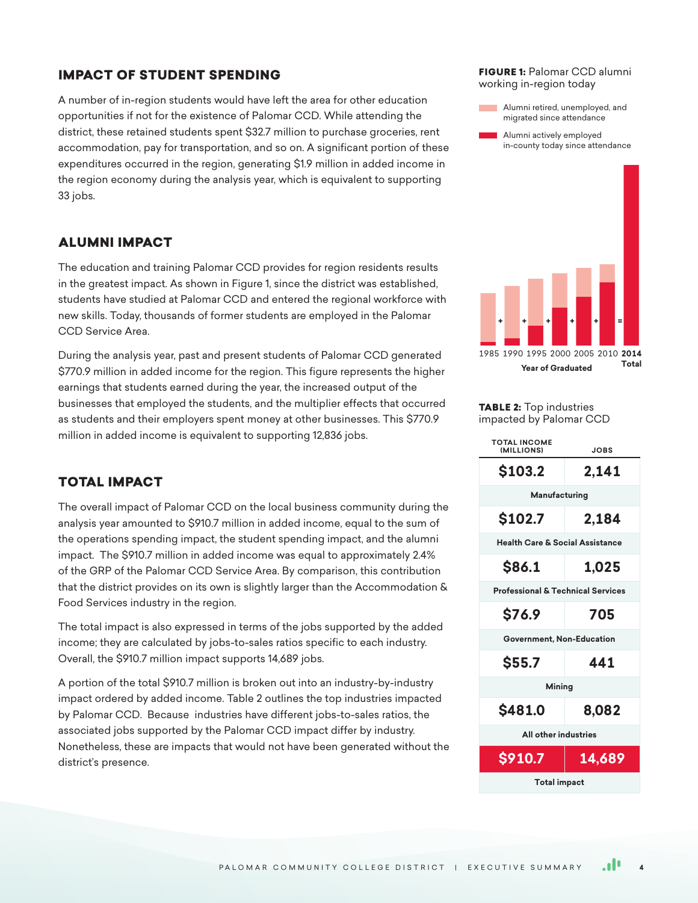## IMPACT OF STUDENT SPENDING

A number of in-region students would have left the area for other education opportunities if not for the existence of Palomar CCD. While attending the district, these retained students spent $32.7 million to purchase groceries, rent accommodation, pay for transportation, and so on. A significant portion of these expenditures occurred in the region, generating $1.9 million in added income in the region economy during the analysis year, which is equivalent to supporting 33 jobs.

## ALUMNI IMPACT

The education and training Palomar CCD provides for region residents results in the greatest impact. As shown in Figure 1, since the district was established, students have studied at Palomar CCD and entered the regional workforce with new skills. Today, thousands of former students are employed in the Palomar CCD Service Area.

During the analysis year, past and present students of Palomar CCD generated $770.9 million in added income for the region. This figure represents the higher earnings that students earned during the year, the increased output of the businesses that employed the students, and the multiplier effects that occurred as students and their employers spent money at other businesses. This $770.9 million in added income is equivalent to supporting 12,836 jobs.

## TOTAL IMPACT

The overall impact of Palomar CCD on the local business community during the analysis year amounted to $910.7 million in added income, equal to the sum of the operations spending impact, the student spending impact, and the alumni impact. The $910.7 million in added income was equal to approximately 2.4% of the GRP of the Palomar CCD Service Area. By comparison, this contribution that the district provides on its own is slightly larger than the Accommodation & Food Services industry in the region.

The total impact is also expressed in terms of the jobs supported by the added income; they are calculated by jobs-to-sales ratios specific to each industry. Overall, the $910.7 million impact supports 14,689 jobs.

A portion of the total $910.7 million is broken out into an industry-by-industry impact ordered by added income. Table 2 outlines the top industries impacted by Palomar CCD. Because industries have different jobs-to-sales ratios, the associated jobs supported by the Palomar CCD impact differ by industry. Nonetheless, these are impacts that would not have been generated without the district's presence.

**FIGURE 1:** Palomar CCD alumni working in-region today

- Alumni retired, unemployed, and migrated since attendance
- Alumni actively employed in-county today since attendance

1985 + 1990 + 1995 + 2000 + 2005 + 2010 = **2014 Total**

Year of Graduated

**TABLE 2:** Top industries impacted by Palomar CCD

| Industry | TOTAL INCOME (MILLIONS) | JOBS |
|---|---|---|
| Manufacturing | $103.2 | 2,141 |
| Health Care & Social Assistance | $102.7 | 2,184 |
| Professional & Technical Services | $86.1 | 1,025 |
| Government, Non-Education | $76.9 | 705 |
| Mining | $55.7 | 441 |
| All other industries | $481.0 | 8,082 |
| **Total impact** | **$910.7** | **14,689** |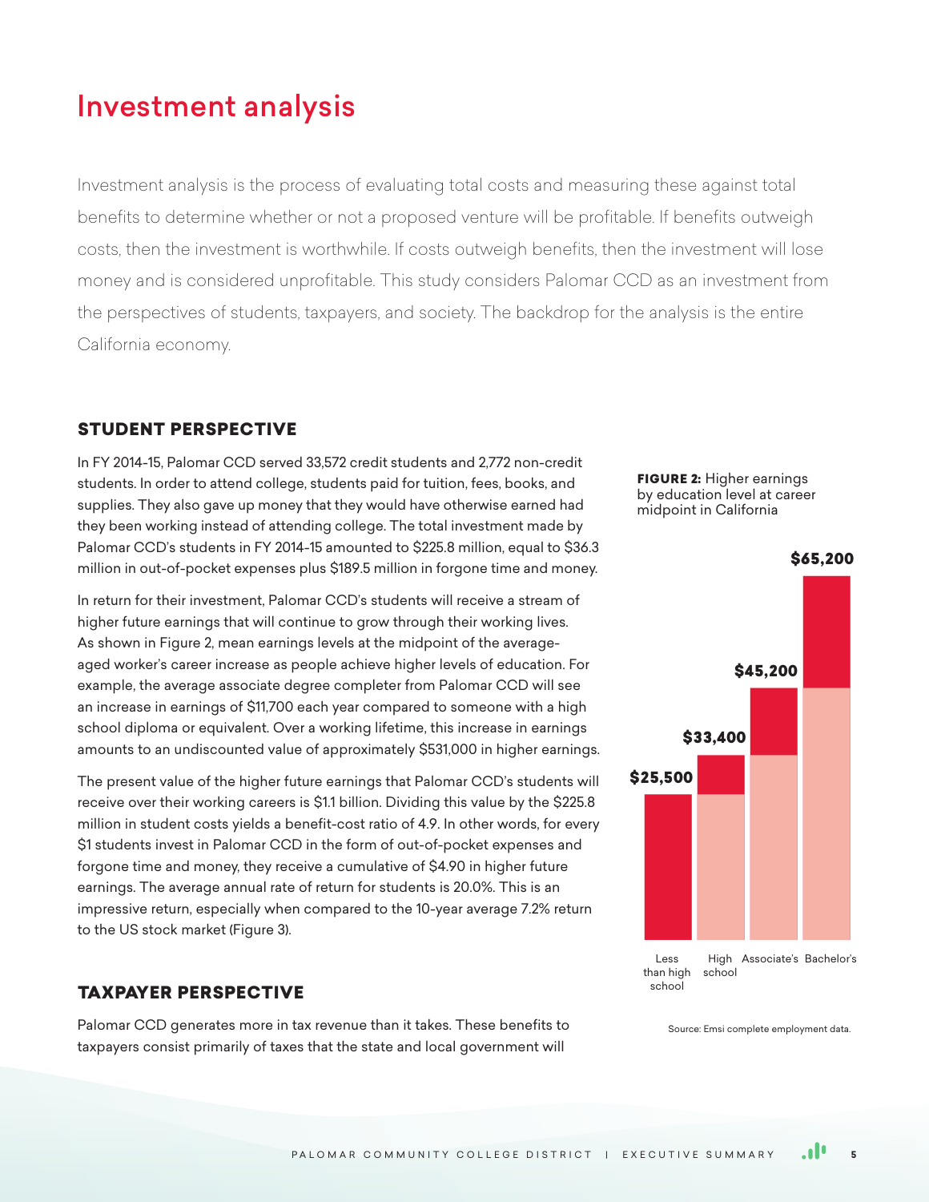# Investment analysis

Investment analysis is the process of evaluating total costs and measuring these against total benefits to determine whether or not a proposed venture will be profitable. If benefits outweigh costs, then the investment is worthwhile. If costs outweigh benefits, then the investment will lose money and is considered unprofitable. This study considers Palomar CCD as an investment from the perspectives of students, taxpayers, and society. The backdrop for the analysis is the entire California economy.

## STUDENT PERSPECTIVE

In FY 2014-15, Palomar CCD served 33,572 credit students and 2,772 non-credit students. In order to attend college, students paid for tuition, fees, books, and supplies. They also gave up money that they would have otherwise earned had they been working instead of attending college. The total investment made by Palomar CCD's students in FY 2014-15 amounted to $225.8 million, equal to $36.3 million in out-of-pocket expenses plus $189.5 million in forgone time and money.

In return for their investment, Palomar CCD's students will receive a stream of higher future earnings that will continue to grow through their working lives. As shown in Figure 2, mean earnings levels at the midpoint of the average-aged worker's career increase as people achieve higher levels of education. For example, the average associate degree completer from Palomar CCD will see an increase in earnings of $11,700 each year compared to someone with a high school diploma or equivalent. Over a working lifetime, this increase in earnings amounts to an undiscounted value of approximately $531,000 in higher earnings.

The present value of the higher future earnings that Palomar CCD's students will receive over their working careers is $1.1 billion. Dividing this value by the $225.8 million in student costs yields a benefit-cost ratio of 4.9. In other words, for every $1 students invest in Palomar CCD in the form of out-of-pocket expenses and forgone time and money, they receive a cumulative of $4.90 in higher future earnings. The average annual rate of return for students is 20.0%. This is an impressive return, especially when compared to the 10-year average 7.2% return to the US stock market (Figure 3).

**FIGURE 2:** Higher earnings by education level at career midpoint in California

| Education level | Earnings |
|---|---|
| Less than high school | $25,500 |
| High school | $33,400 |
| Associate's | $45,200 |
| Bachelor's | $65,200 |

Source: Emsi complete employment data.

## TAXPAYER PERSPECTIVE

Palomar CCD generates more in tax revenue than it takes. These benefits to taxpayers consist primarily of taxes that the state and local government will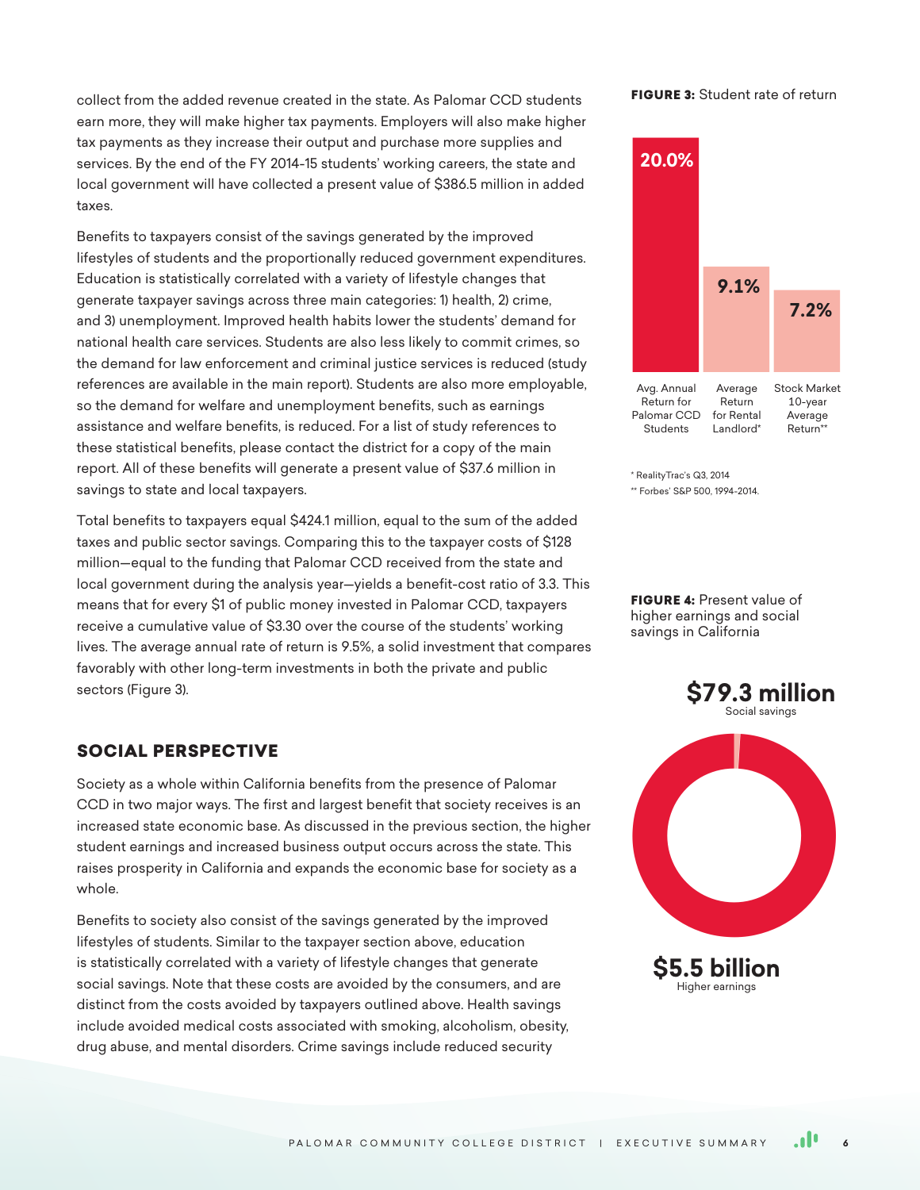collect from the added revenue created in the state. As Palomar CCD students earn more, they will make higher tax payments. Employers will also make higher tax payments as they increase their output and purchase more supplies and services. By the end of the FY 2014-15 students' working careers, the state and local government will have collected a present value of $386.5 million in added taxes.

Benefits to taxpayers consist of the savings generated by the improved lifestyles of students and the proportionally reduced government expenditures. Education is statistically correlated with a variety of lifestyle changes that generate taxpayer savings across three main categories: 1) health, 2) crime, and 3) unemployment. Improved health habits lower the students' demand for national health care services. Students are also less likely to commit crimes, so the demand for law enforcement and criminal justice services is reduced (study references are available in the main report). Students are also more employable, so the demand for welfare and unemployment benefits, such as earnings assistance and welfare benefits, is reduced. For a list of study references to these statistical benefits, please contact the district for a copy of the main report. All of these benefits will generate a present value of $37.6 million in savings to state and local taxpayers.

Total benefits to taxpayers equal $424.1 million, equal to the sum of the added taxes and public sector savings. Comparing this to the taxpayer costs of $128 million—equal to the funding that Palomar CCD received from the state and local government during the analysis year—yields a benefit-cost ratio of 3.3. This means that for every $1 of public money invested in Palomar CCD, taxpayers receive a cumulative value of $3.30 over the course of the students' working lives. The average annual rate of return is 9.5%, a solid investment that compares favorably with other long-term investments in both the private and public sectors (Figure 3).

**FIGURE 3:** Student rate of return

| Avg. Annual Return for Palomar CCD Students | Average Return for Rental Landlord* | Stock Market 10-year Average Return** |
|---|---|---|
| 20.0% | 9.1% | 7.2% |

\* RealityTrac's Q3, 2014

\*\* Forbes' S&P 500, 1994-2014.

## SOCIAL PERSPECTIVE

Society as a whole within California benefits from the presence of Palomar CCD in two major ways. The first and largest benefit that society receives is an increased state economic base. As discussed in the previous section, the higher student earnings and increased business output occurs across the state. This raises prosperity in California and expands the economic base for society as a whole.

Benefits to society also consist of the savings generated by the improved lifestyles of students. Similar to the taxpayer section above, education is statistically correlated with a variety of lifestyle changes that generate social savings. Note that these costs are avoided by the consumers, and are distinct from the costs avoided by taxpayers outlined above. Health savings include avoided medical costs associated with smoking, alcoholism, obesity, drug abuse, and mental disorders. Crime savings include reduced security

**FIGURE 4:** Present value of higher earnings and social savings in California

**$79.3 million**
Social savings

**$5.5 billion**
Higher earnings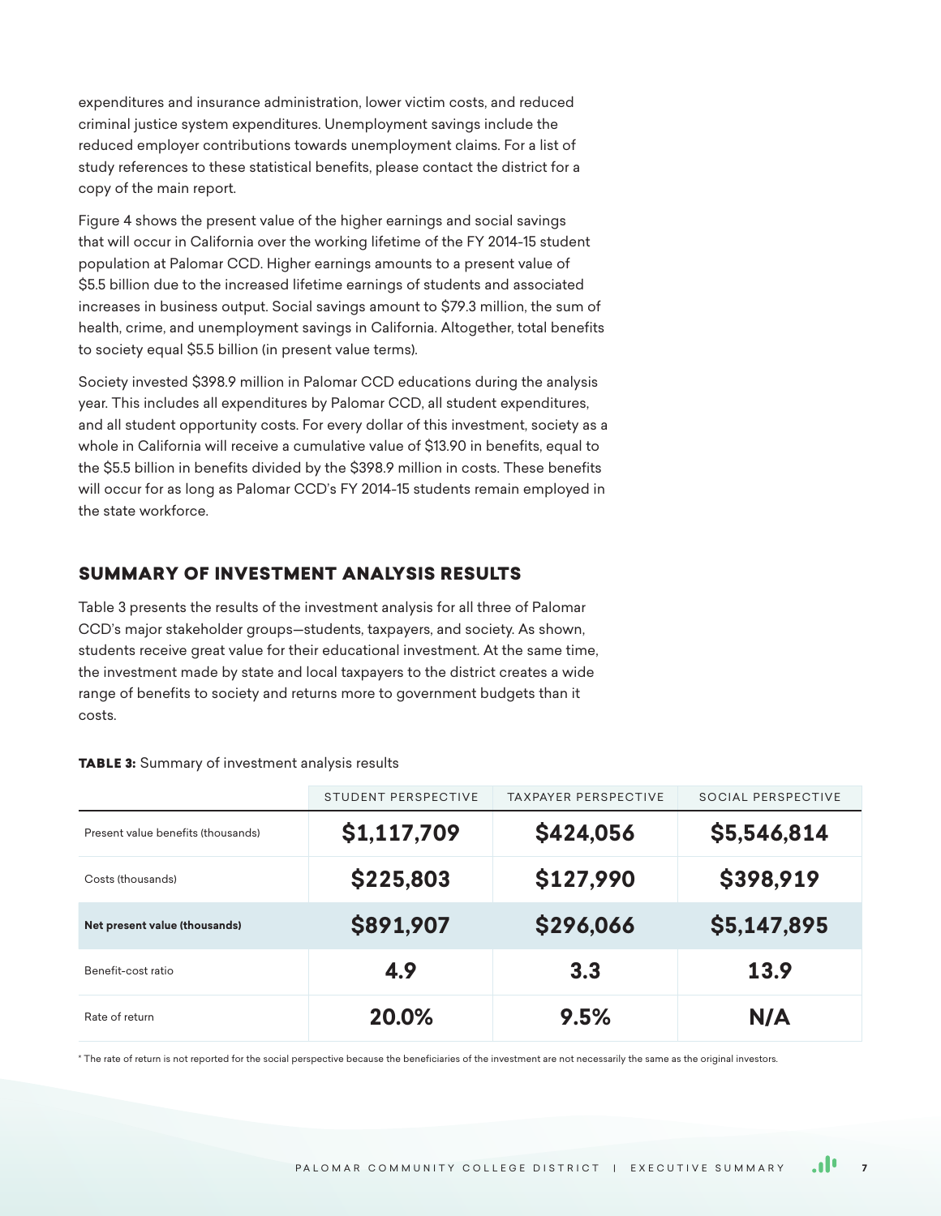expenditures and insurance administration, lower victim costs, and reduced criminal justice system expenditures. Unemployment savings include the reduced employer contributions towards unemployment claims. For a list of study references to these statistical benefits, please contact the district for a copy of the main report.

Figure 4 shows the present value of the higher earnings and social savings that will occur in California over the working lifetime of the FY 2014-15 student population at Palomar CCD. Higher earnings amounts to a present value of $5.5 billion due to the increased lifetime earnings of students and associated increases in business output. Social savings amount to $79.3 million, the sum of health, crime, and unemployment savings in California. Altogether, total benefits to society equal $5.5 billion (in present value terms).

Society invested $398.9 million in Palomar CCD educations during the analysis year. This includes all expenditures by Palomar CCD, all student expenditures, and all student opportunity costs. For every dollar of this investment, society as a whole in California will receive a cumulative value of $13.90 in benefits, equal to the $5.5 billion in benefits divided by the $398.9 million in costs. These benefits will occur for as long as Palomar CCD's FY 2014-15 students remain employed in the state workforce.

## SUMMARY OF INVESTMENT ANALYSIS RESULTS

Table 3 presents the results of the investment analysis for all three of Palomar CCD's major stakeholder groups—students, taxpayers, and society. As shown, students receive great value for their educational investment. At the same time, the investment made by state and local taxpayers to the district creates a wide range of benefits to society and returns more to government budgets than it costs.

**TABLE 3:** Summary of investment analysis results

| | STUDENT PERSPECTIVE | TAXPAYER PERSPECTIVE | SOCIAL PERSPECTIVE |
|---|---|---|---|
| Present value benefits (thousands) | $1,117,709 | $424,056 | $5,546,814 |
| Costs (thousands) | $225,803 | $127,990 | $398,919 |
| **Net present value (thousands)** | **$891,907** | **$296,066** | **$5,147,895** |
| Benefit-cost ratio | 4.9 | 3.3 | 13.9 |
| Rate of return | 20.0% | 9.5% | N/A |

* The rate of return is not reported for the social perspective because the beneficiaries of the investment are not necessarily the same as the original investors.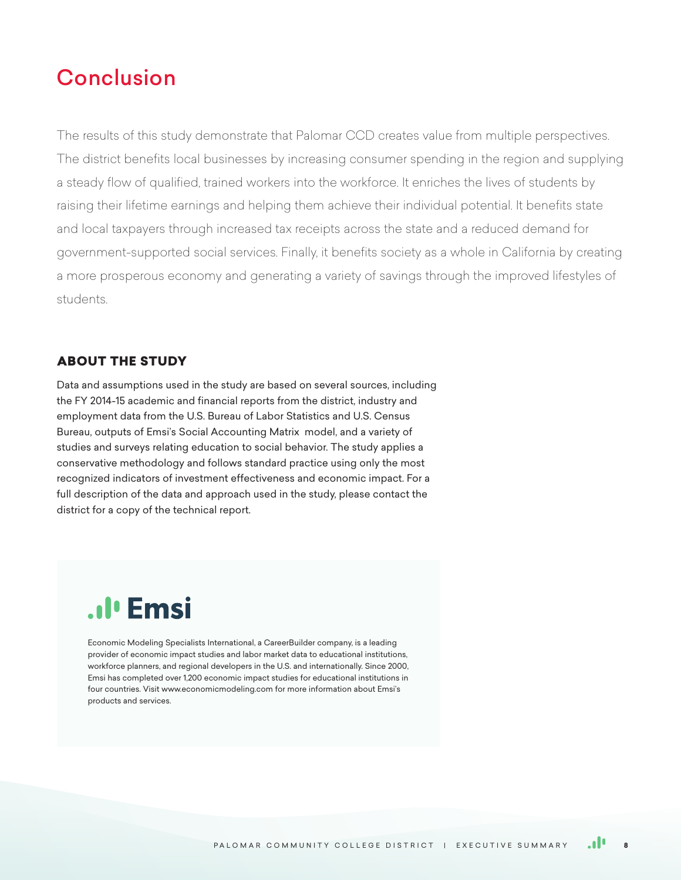# Conclusion

The results of this study demonstrate that Palomar CCD creates value from multiple perspectives. The district benefits local businesses by increasing consumer spending in the region and supplying a steady flow of qualified, trained workers into the workforce. It enriches the lives of students by raising their lifetime earnings and helping them achieve their individual potential. It benefits state and local taxpayers through increased tax receipts across the state and a reduced demand for government-supported social services. Finally, it benefits society as a whole in California by creating a more prosperous economy and generating a variety of savings through the improved lifestyles of students.

## ABOUT THE STUDY

Data and assumptions used in the study are based on several sources, including the FY 2014-15 academic and financial reports from the district, industry and employment data from the U.S. Bureau of Labor Statistics and U.S. Census Bureau, outputs of Emsi's Social Accounting Matrix model, and a variety of studies and surveys relating education to social behavior. The study applies a conservative methodology and follows standard practice using only the most recognized indicators of investment effectiveness and economic impact. For a full description of the data and approach used in the study, please contact the district for a copy of the technical report.

**Emsi**

Economic Modeling Specialists International, a CareerBuilder company, is a leading provider of economic impact studies and labor market data to educational institutions, workforce planners, and regional developers in the U.S. and internationally. Since 2000, Emsi has completed over 1,200 economic impact studies for educational institutions in four countries. Visit www.economicmodeling.com for more information about Emsi's products and services.